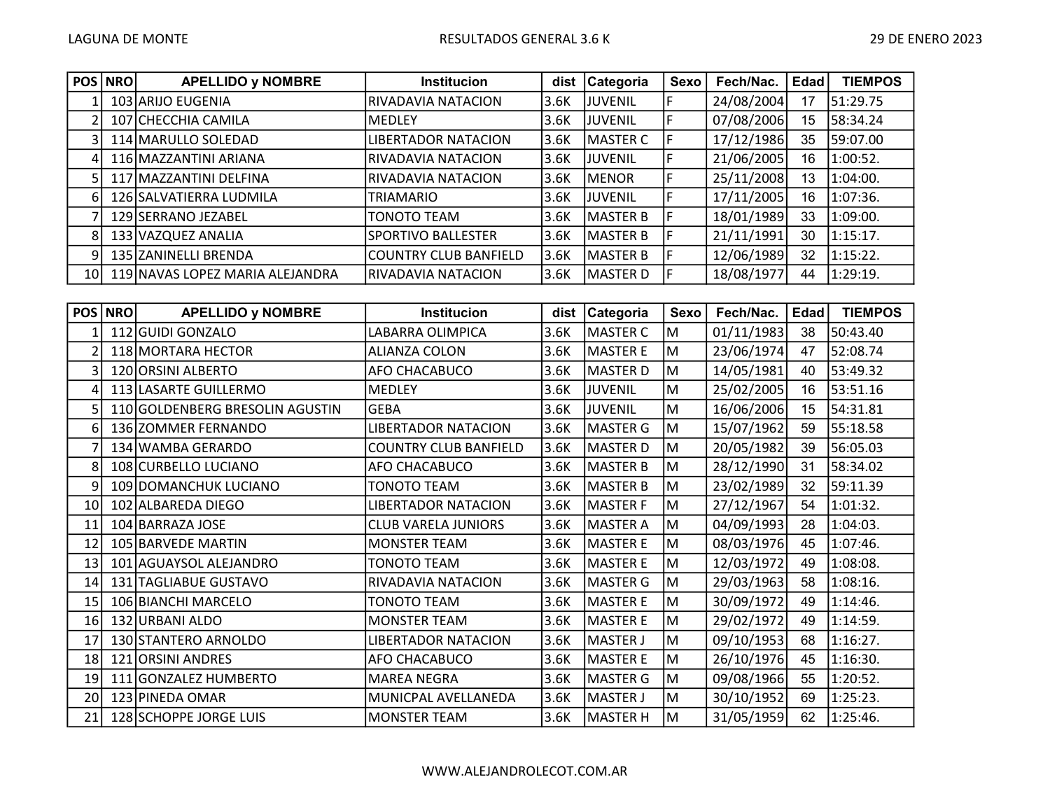LAGUNA DE MONTE

RESULTADOS GENERAL 3.6 K

29 DE ENERO 2023

| POS | NRO | APELLIDO y NOMBRE | Institucion | dist | Categoria | Sexo | Fech/Nac. | Edad | TIEMPOS |
|---|---|---|---|---|---|---|---|---|---|
| 1 | 103 | ARIJO EUGENIA | RIVADAVIA NATACION | 3.6K | JUVENIL | F | 24/08/2004 | 17 | 51:29.75 |
| 2 | 107 | CHECCHIA CAMILA | MEDLEY | 3.6K | JUVENIL | F | 07/08/2006 | 15 | 58:34.24 |
| 3 | 114 | MARULLO SOLEDAD | LIBERTADOR NATACION | 3.6K | MASTER C | F | 17/12/1986 | 35 | 59:07.00 |
| 4 | 116 | MAZZANTINI ARIANA | RIVADAVIA NATACION | 3.6K | JUVENIL | F | 21/06/2005 | 16 | 1:00:52. |
| 5 | 117 | MAZZANTINI DELFINA | RIVADAVIA NATACION | 3.6K | MENOR | F | 25/11/2008 | 13 | 1:04:00. |
| 6 | 126 | SALVATIERRA LUDMILA | TRIAMARIO | 3.6K | JUVENIL | F | 17/11/2005 | 16 | 1:07:36. |
| 7 | 129 | SERRANO JEZABEL | TONOTO TEAM | 3.6K | MASTER B | F | 18/01/1989 | 33 | 1:09:00. |
| 8 | 133 | VAZQUEZ ANALIA | SPORTIVO BALLESTER | 3.6K | MASTER B | F | 21/11/1991 | 30 | 1:15:17. |
| 9 | 135 | ZANINELLI BRENDA | COUNTRY CLUB BANFIELD | 3.6K | MASTER B | F | 12/06/1989 | 32 | 1:15:22. |
| 10 | 119 | NAVAS LOPEZ MARIA ALEJANDRA | RIVADAVIA NATACION | 3.6K | MASTER D | F | 18/08/1977 | 44 | 1:29:19. |

| POS | NRO | APELLIDO y NOMBRE | Institucion | dist | Categoria | Sexo | Fech/Nac. | Edad | TIEMPOS |
|---|---|---|---|---|---|---|---|---|---|
| 1 | 112 | GUIDI GONZALO | LABARRA OLIMPICA | 3.6K | MASTER C | M | 01/11/1983 | 38 | 50:43.40 |
| 2 | 118 | MORTARA HECTOR | ALIANZA COLON | 3.6K | MASTER E | M | 23/06/1974 | 47 | 52:08.74 |
| 3 | 120 | ORSINI ALBERTO | AFO CHACABUCO | 3.6K | MASTER D | M | 14/05/1981 | 40 | 53:49.32 |
| 4 | 113 | LASARTE GUILLERMO | MEDLEY | 3.6K | JUVENIL | M | 25/02/2005 | 16 | 53:51.16 |
| 5 | 110 | GOLDENBERG BRESOLIN AGUSTIN | GEBA | 3.6K | JUVENIL | M | 16/06/2006 | 15 | 54:31.81 |
| 6 | 136 | ZOMMER FERNANDO | LIBERTADOR NATACION | 3.6K | MASTER G | M | 15/07/1962 | 59 | 55:18.58 |
| 7 | 134 | WAMBA GERARDO | COUNTRY CLUB BANFIELD | 3.6K | MASTER D | M | 20/05/1982 | 39 | 56:05.03 |
| 8 | 108 | CURBELLO LUCIANO | AFO CHACABUCO | 3.6K | MASTER B | M | 28/12/1990 | 31 | 58:34.02 |
| 9 | 109 | DOMANCHUK LUCIANO | TONOTO TEAM | 3.6K | MASTER B | M | 23/02/1989 | 32 | 59:11.39 |
| 10 | 102 | ALBAREDA DIEGO | LIBERTADOR NATACION | 3.6K | MASTER F | M | 27/12/1967 | 54 | 1:01:32. |
| 11 | 104 | BARRAZA JOSE | CLUB VARELA JUNIORS | 3.6K | MASTER A | M | 04/09/1993 | 28 | 1:04:03. |
| 12 | 105 | BARVEDE MARTIN | MONSTER TEAM | 3.6K | MASTER E | M | 08/03/1976 | 45 | 1:07:46. |
| 13 | 101 | AGUAYSOL ALEJANDRO | TONOTO TEAM | 3.6K | MASTER E | M | 12/03/1972 | 49 | 1:08:08. |
| 14 | 131 | TAGLIABUE GUSTAVO | RIVADAVIA NATACION | 3.6K | MASTER G | M | 29/03/1963 | 58 | 1:08:16. |
| 15 | 106 | BIANCHI MARCELO | TONOTO TEAM | 3.6K | MASTER E | M | 30/09/1972 | 49 | 1:14:46. |
| 16 | 132 | URBANI ALDO | MONSTER TEAM | 3.6K | MASTER E | M | 29/02/1972 | 49 | 1:14:59. |
| 17 | 130 | STANTERO ARNOLDO | LIBERTADOR NATACION | 3.6K | MASTER J | M | 09/10/1953 | 68 | 1:16:27. |
| 18 | 121 | ORSINI ANDRES | AFO CHACABUCO | 3.6K | MASTER E | M | 26/10/1976 | 45 | 1:16:30. |
| 19 | 111 | GONZALEZ HUMBERTO | MAREA NEGRA | 3.6K | MASTER G | M | 09/08/1966 | 55 | 1:20:52. |
| 20 | 123 | PINEDA OMAR | MUNICPAL AVELLANEDA | 3.6K | MASTER J | M | 30/10/1952 | 69 | 1:25:23. |
| 21 | 128 | SCHOPPE JORGE LUIS | MONSTER TEAM | 3.6K | MASTER H | M | 31/05/1959 | 62 | 1:25:46. |

WWW.ALEJANDROLECOT.COM.AR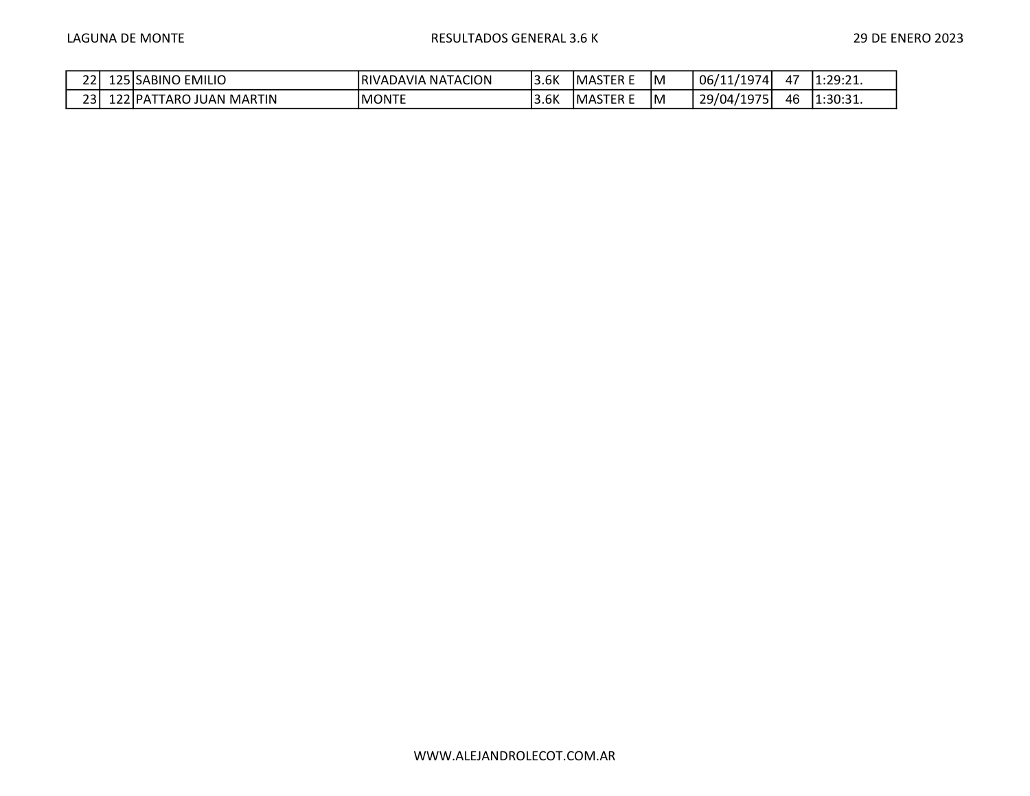| | | | | | | | | | |
|---|---|---|---|---|---|---|---|---|---|
| 22 | 125 | SABINO EMILIO | RIVADAVIA NATACION | 3.6K | MASTER E | M | 06/11/1974 | 47 | 1:29:21. |
| 23 | 122 | PATTARO JUAN MARTIN | MONTE | 3.6K | MASTER E | M | 29/04/1975 | 46 | 1:30:31. |